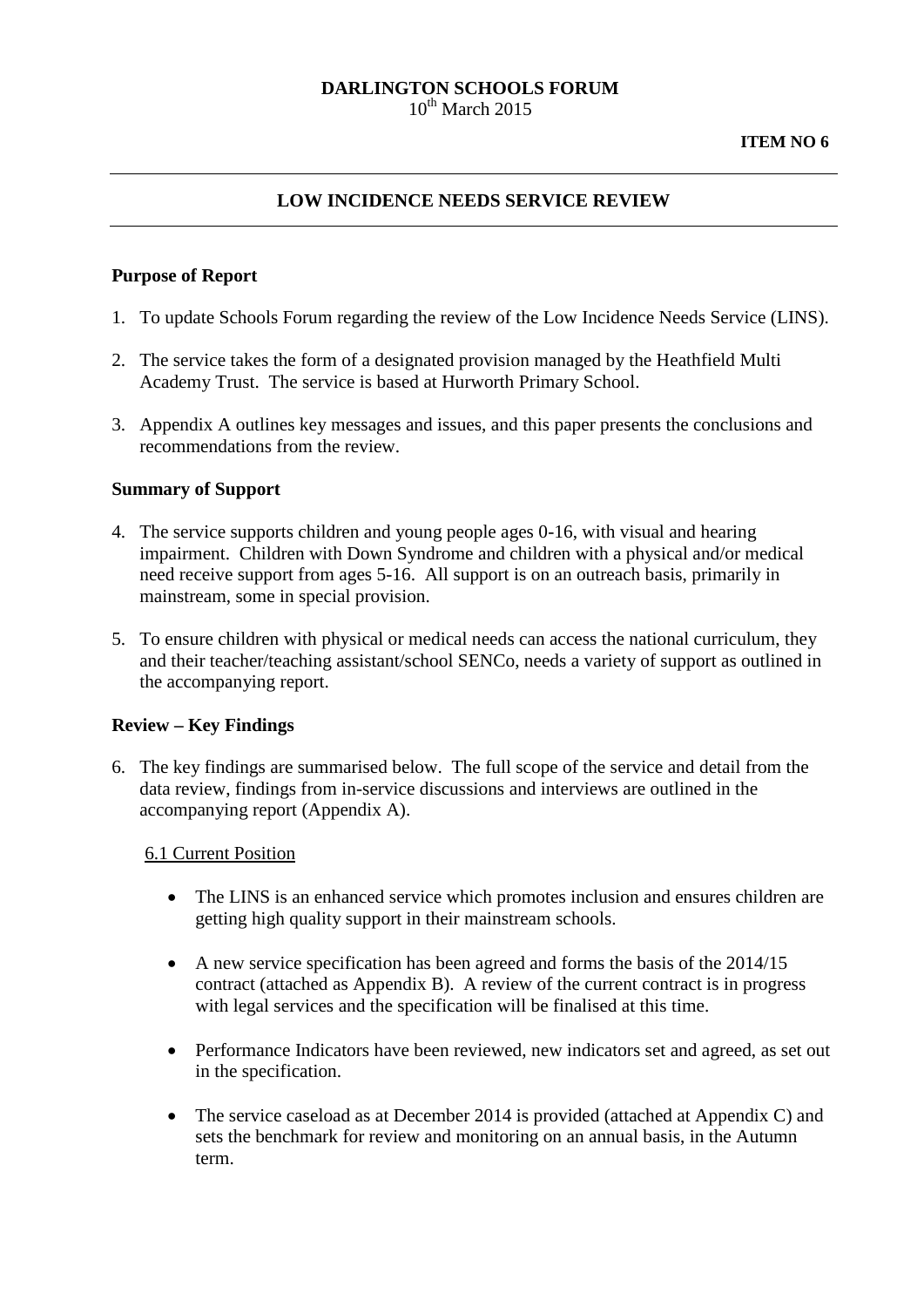**DARLINGTON SCHOOLS FORUM**
10th March 2015

**ITEM NO 6**

---

## LOW INCIDENCE NEEDS SERVICE REVIEW

---

### Purpose of Report

1. To update Schools Forum regarding the review of the Low Incidence Needs Service (LINS).

2. The service takes the form of a designated provision managed by the Heathfield Multi Academy Trust. The service is based at Hurworth Primary School.

3. Appendix A outlines key messages and issues, and this paper presents the conclusions and recommendations from the review.

### Summary of Support

4. The service supports children and young people ages 0-16, with visual and hearing impairment. Children with Down Syndrome and children with a physical and/or medical need receive support from ages 5-16. All support is on an outreach basis, primarily in mainstream, some in special provision.

5. To ensure children with physical or medical needs can access the national curriculum, they and their teacher/teaching assistant/school SENCo, needs a variety of support as outlined in the accompanying report.

### Review – Key Findings

6. The key findings are summarised below. The full scope of the service and detail from the data review, findings from in-service discussions and interviews are outlined in the accompanying report (Appendix A).

   6.1 Current Position

   - The LINS is an enhanced service which promotes inclusion and ensures children are getting high quality support in their mainstream schools.

   - A new service specification has been agreed and forms the basis of the 2014/15 contract (attached as Appendix B). A review of the current contract is in progress with legal services and the specification will be finalised at this time.

   - Performance Indicators have been reviewed, new indicators set and agreed, as set out in the specification.

   - The service caseload as at December 2014 is provided (attached at Appendix C) and sets the benchmark for review and monitoring on an annual basis, in the Autumn term.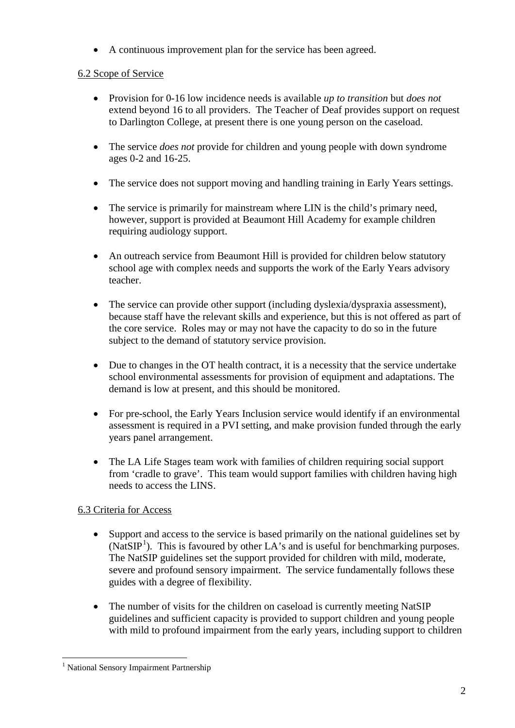- A continuous improvement plan for the service has been agreed.

6.2 Scope of Service

- Provision for 0-16 low incidence needs is available *up to transition* but *does not* extend beyond 16 to all providers. The Teacher of Deaf provides support on request to Darlington College, at present there is one young person on the caseload.

- The service *does not* provide for children and young people with down syndrome ages 0-2 and 16-25.

- The service does not support moving and handling training in Early Years settings.

- The service is primarily for mainstream where LIN is the child's primary need, however, support is provided at Beaumont Hill Academy for example children requiring audiology support.

- An outreach service from Beaumont Hill is provided for children below statutory school age with complex needs and supports the work of the Early Years advisory teacher.

- The service can provide other support (including dyslexia/dyspraxia assessment), because staff have the relevant skills and experience, but this is not offered as part of the core service. Roles may or may not have the capacity to do so in the future subject to the demand of statutory service provision.

- Due to changes in the OT health contract, it is a necessity that the service undertake school environmental assessments for provision of equipment and adaptations. The demand is low at present, and this should be monitored.

- For pre-school, the Early Years Inclusion service would identify if an environmental assessment is required in a PVI setting, and make provision funded through the early years panel arrangement.

- The LA Life Stages team work with families of children requiring social support from 'cradle to grave'. This team would support families with children having high needs to access the LINS.

6.3 Criteria for Access

- Support and access to the service is based primarily on the national guidelines set by (NatSIP[1]). This is favoured by other LA's and is useful for benchmarking purposes. The NatSIP guidelines set the support provided for children with mild, moderate, severe and profound sensory impairment. The service fundamentally follows these guides with a degree of flexibility.

- The number of visits for the children on caseload is currently meeting NatSIP guidelines and sufficient capacity is provided to support children and young people with mild to profound impairment from the early years, including support to children

[1] National Sensory Impairment Partnership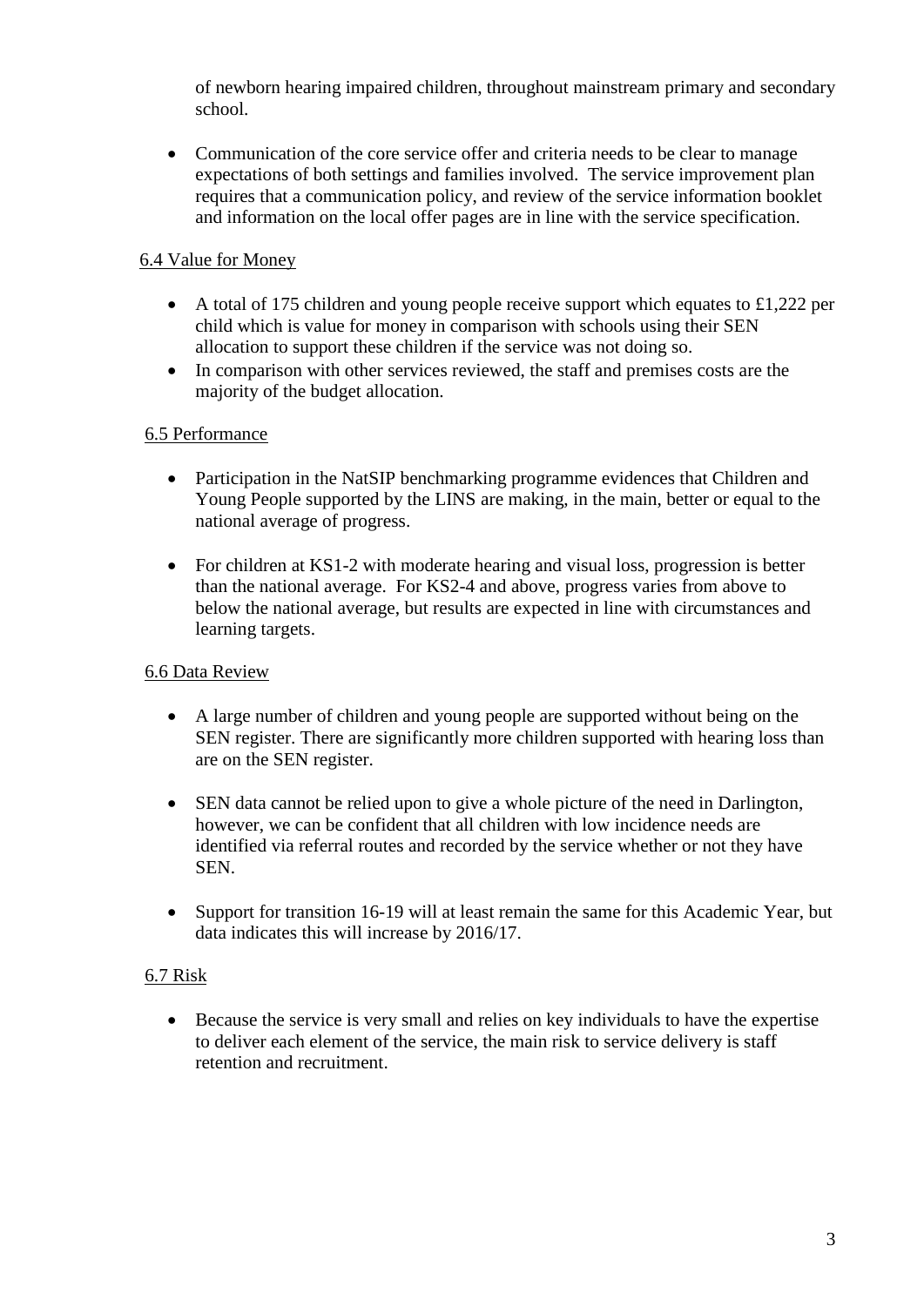of newborn hearing impaired children, throughout mainstream primary and secondary school.

- Communication of the core service offer and criteria needs to be clear to manage expectations of both settings and families involved. The service improvement plan requires that a communication policy, and review of the service information booklet and information on the local offer pages are in line with the service specification.

6.4 Value for Money

- A total of 175 children and young people receive support which equates to £1,222 per child which is value for money in comparison with schools using their SEN allocation to support these children if the service was not doing so.
- In comparison with other services reviewed, the staff and premises costs are the majority of the budget allocation.

6.5 Performance

- Participation in the NatSIP benchmarking programme evidences that Children and Young People supported by the LINS are making, in the main, better or equal to the national average of progress.

- For children at KS1-2 with moderate hearing and visual loss, progression is better than the national average. For KS2-4 and above, progress varies from above to below the national average, but results are expected in line with circumstances and learning targets.

6.6 Data Review

- A large number of children and young people are supported without being on the SEN register. There are significantly more children supported with hearing loss than are on the SEN register.

- SEN data cannot be relied upon to give a whole picture of the need in Darlington, however, we can be confident that all children with low incidence needs are identified via referral routes and recorded by the service whether or not they have SEN.

- Support for transition 16-19 will at least remain the same for this Academic Year, but data indicates this will increase by 2016/17.

6.7 Risk

- Because the service is very small and relies on key individuals to have the expertise to deliver each element of the service, the main risk to service delivery is staff retention and recruitment.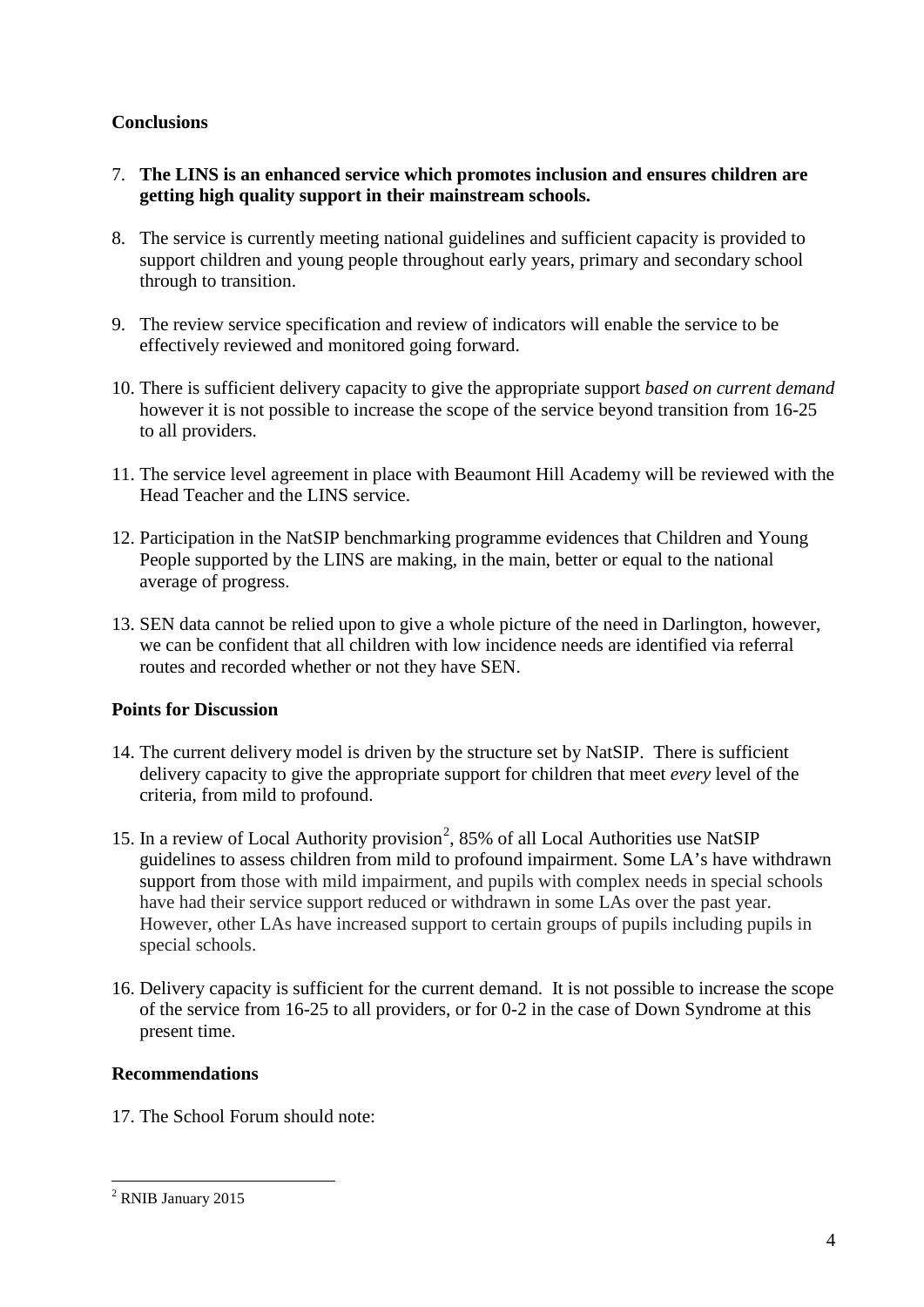**Conclusions**

7. **The LINS is an enhanced service which promotes inclusion and ensures children are getting high quality support in their mainstream schools.**

8. The service is currently meeting national guidelines and sufficient capacity is provided to support children and young people throughout early years, primary and secondary school through to transition.

9. The review service specification and review of indicators will enable the service to be effectively reviewed and monitored going forward.

10. There is sufficient delivery capacity to give the appropriate support *based on current demand* however it is not possible to increase the scope of the service beyond transition from 16-25 to all providers.

11. The service level agreement in place with Beaumont Hill Academy will be reviewed with the Head Teacher and the LINS service.

12. Participation in the NatSIP benchmarking programme evidences that Children and Young People supported by the LINS are making, in the main, better or equal to the national average of progress.

13. SEN data cannot be relied upon to give a whole picture of the need in Darlington, however, we can be confident that all children with low incidence needs are identified via referral routes and recorded whether or not they have SEN.

**Points for Discussion**

14. The current delivery model is driven by the structure set by NatSIP. There is sufficient delivery capacity to give the appropriate support for children that meet *every* level of the criteria, from mild to profound.

15. In a review of Local Authority provision[2], 85% of all Local Authorities use NatSIP guidelines to assess children from mild to profound impairment. Some LA's have withdrawn support from those with mild impairment, and pupils with complex needs in special schools have had their service support reduced or withdrawn in some LAs over the past year. However, other LAs have increased support to certain groups of pupils including pupils in special schools.

16. Delivery capacity is sufficient for the current demand. It is not possible to increase the scope of the service from 16-25 to all providers, or for 0-2 in the case of Down Syndrome at this present time.

**Recommendations**

17. The School Forum should note:

[2] RNIB January 2015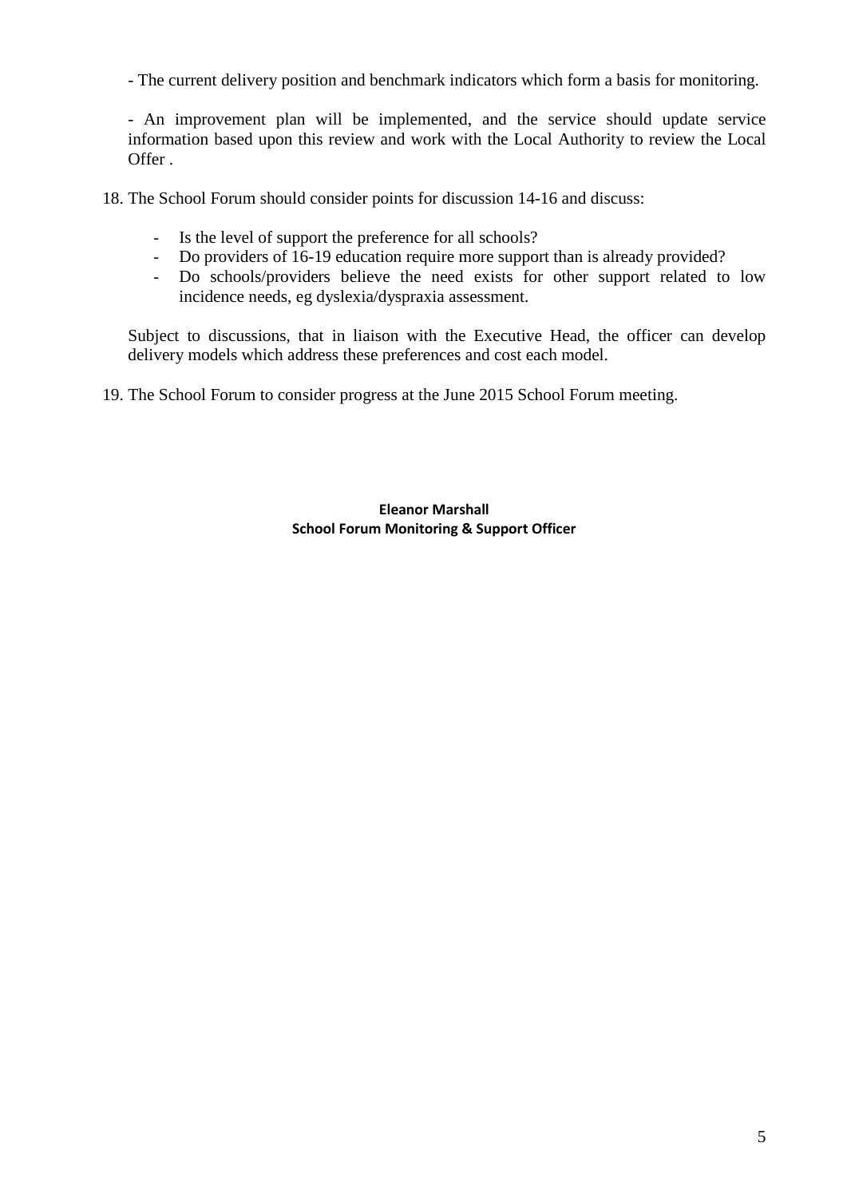- The current delivery position and benchmark indicators which form a basis for monitoring.

- An improvement plan will be implemented, and the service should update service information based upon this review and work with the Local Authority to review the Local Offer .

18. The School Forum should consider points for discussion 14-16 and discuss:

    - Is the level of support the preference for all schools?
    - Do providers of 16-19 education require more support than is already provided?
    - Do schools/providers believe the need exists for other support related to low incidence needs, eg dyslexia/dyspraxia assessment.

    Subject to discussions, that in liaison with the Executive Head, the officer can develop delivery models which address these preferences and cost each model.

19. The School Forum to consider progress at the June 2015 School Forum meeting.

**Eleanor Marshall**
**School Forum Monitoring & Support Officer**